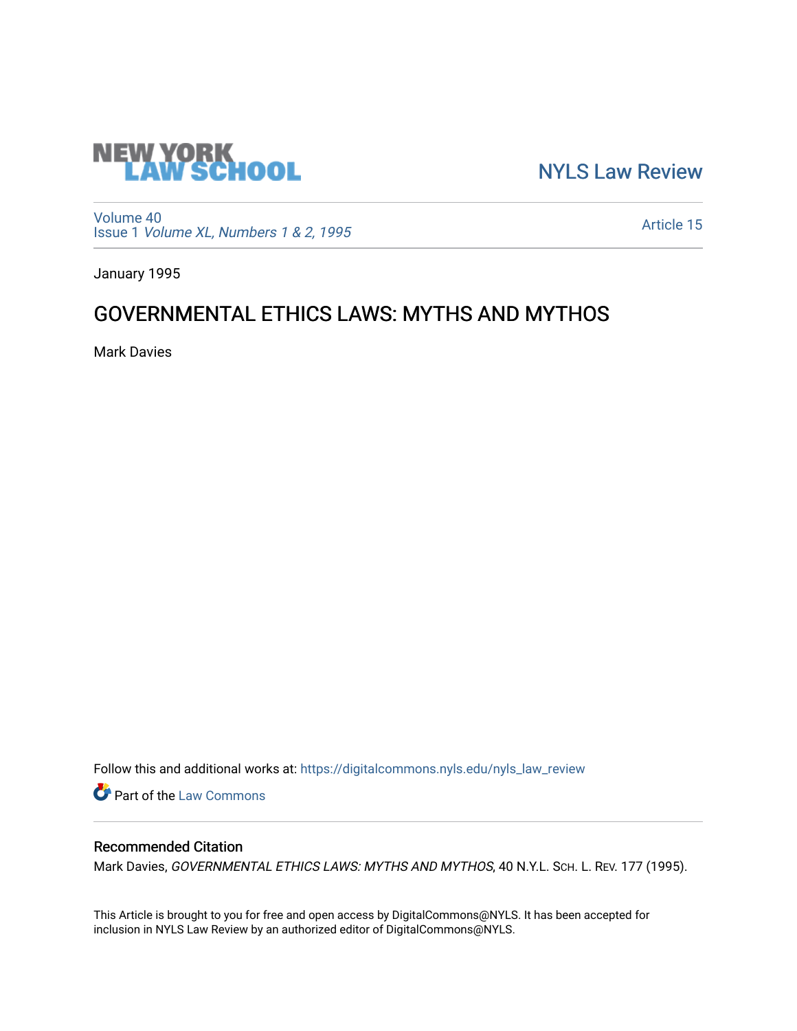NEW YORK LAW SCHOOL

NYLS Law Review

Volume 40
Issue 1 *Volume XL, Numbers 1 & 2, 1995*

Article 15

January 1995

# GOVERNMENTAL ETHICS LAWS: MYTHS AND MYTHOS

Mark Davies

Follow this and additional works at: https://digitalcommons.nyls.edu/nyls_law_review

Part of the Law Commons

## Recommended Citation

Mark Davies, *GOVERNMENTAL ETHICS LAWS: MYTHS AND MYTHOS*, 40 N.Y.L. Sch. L. Rev. 177 (1995).

This Article is brought to you for free and open access by DigitalCommons@NYLS. It has been accepted for inclusion in NYLS Law Review by an authorized editor of DigitalCommons@NYLS.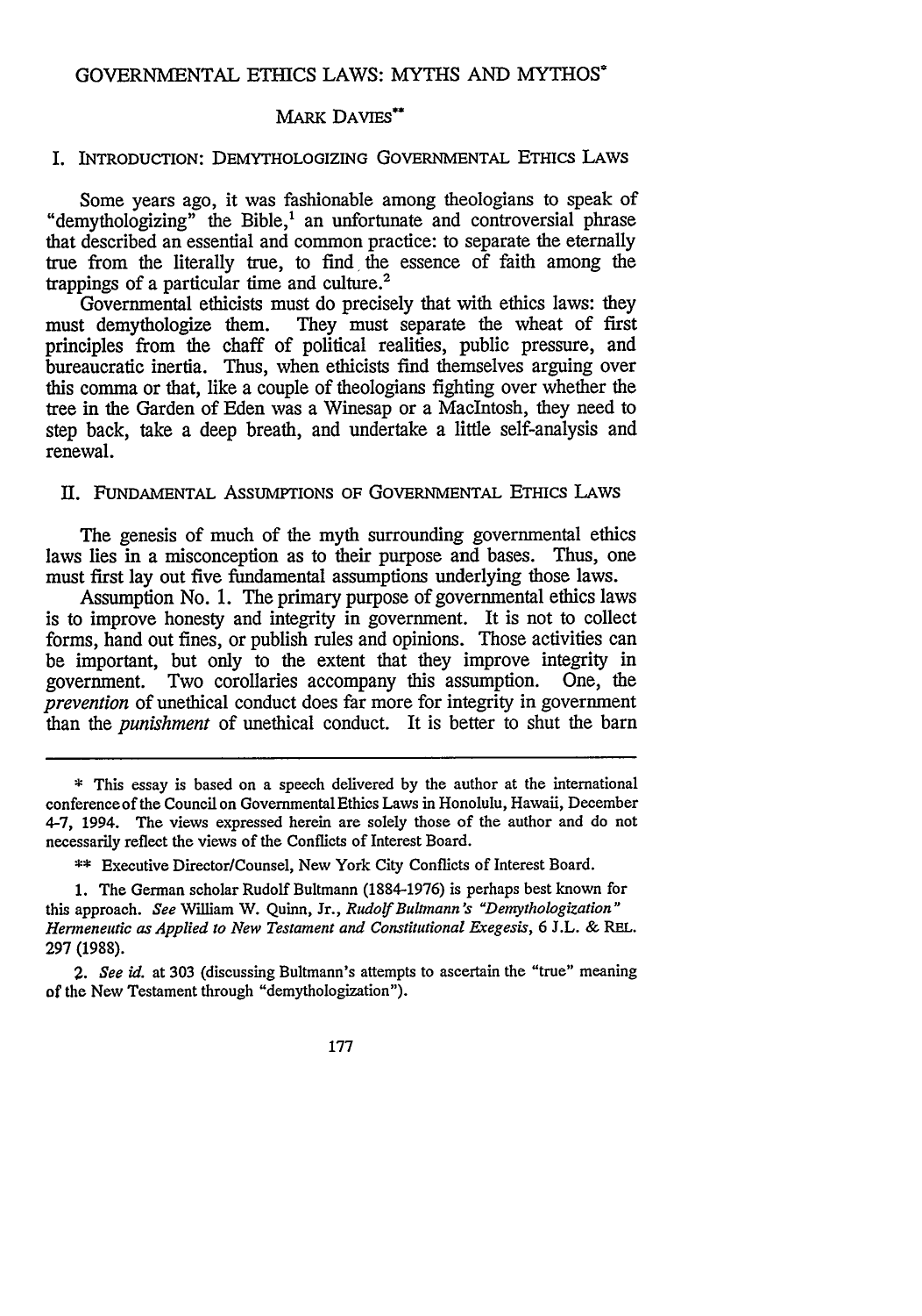# GOVERNMENTAL ETHICS LAWS: MYTHS AND MYTHOS*

MARK DAVIES**

## I. INTRODUCTION: DEMYTHOLOGIZING GOVERNMENTAL ETHICS LAWS

Some years ago, it was fashionable among theologians to speak of "demythologizing" the Bible,[1] an unfortunate and controversial phrase that described an essential and common practice: to separate the eternally true from the literally true, to find the essence of faith among the trappings of a particular time and culture.[2]

Governmental ethicists must do precisely that with ethics laws: they must demythologize them. They must separate the wheat of first principles from the chaff of political realities, public pressure, and bureaucratic inertia. Thus, when ethicists find themselves arguing over this comma or that, like a couple of theologians fighting over whether the tree in the Garden of Eden was a Winesap or a MacIntosh, they need to step back, take a deep breath, and undertake a little self-analysis and renewal.

## II. FUNDAMENTAL ASSUMPTIONS OF GOVERNMENTAL ETHICS LAWS

The genesis of much of the myth surrounding governmental ethics laws lies in a misconception as to their purpose and bases. Thus, one must first lay out five fundamental assumptions underlying those laws.

Assumption No. 1. The primary purpose of governmental ethics laws is to improve honesty and integrity in government. It is not to collect forms, hand out fines, or publish rules and opinions. Those activities can be important, but only to the extent that they improve integrity in government. Two corollaries accompany this assumption. One, the *prevention* of unethical conduct does far more for integrity in government than the *punishment* of unethical conduct. It is better to shut the barn

---

\* This essay is based on a speech delivered by the author at the international conference of the Council on Governmental Ethics Laws in Honolulu, Hawaii, December 4-7, 1994. The views expressed herein are solely those of the author and do not necessarily reflect the views of the Conflicts of Interest Board.

\*\* Executive Director/Counsel, New York City Conflicts of Interest Board.

1. The German scholar Rudolf Bultmann (1884-1976) is perhaps best known for this approach. *See* William W. Quinn, Jr., *Rudolf Bultmann's "Demythologization" Hermeneutic as Applied to New Testament and Constitutional Exegesis*, 6 J.L. & REL. 297 (1988).

2. *See id.* at 303 (discussing Bultmann's attempts to ascertain the "true" meaning of the New Testament through "demythologization").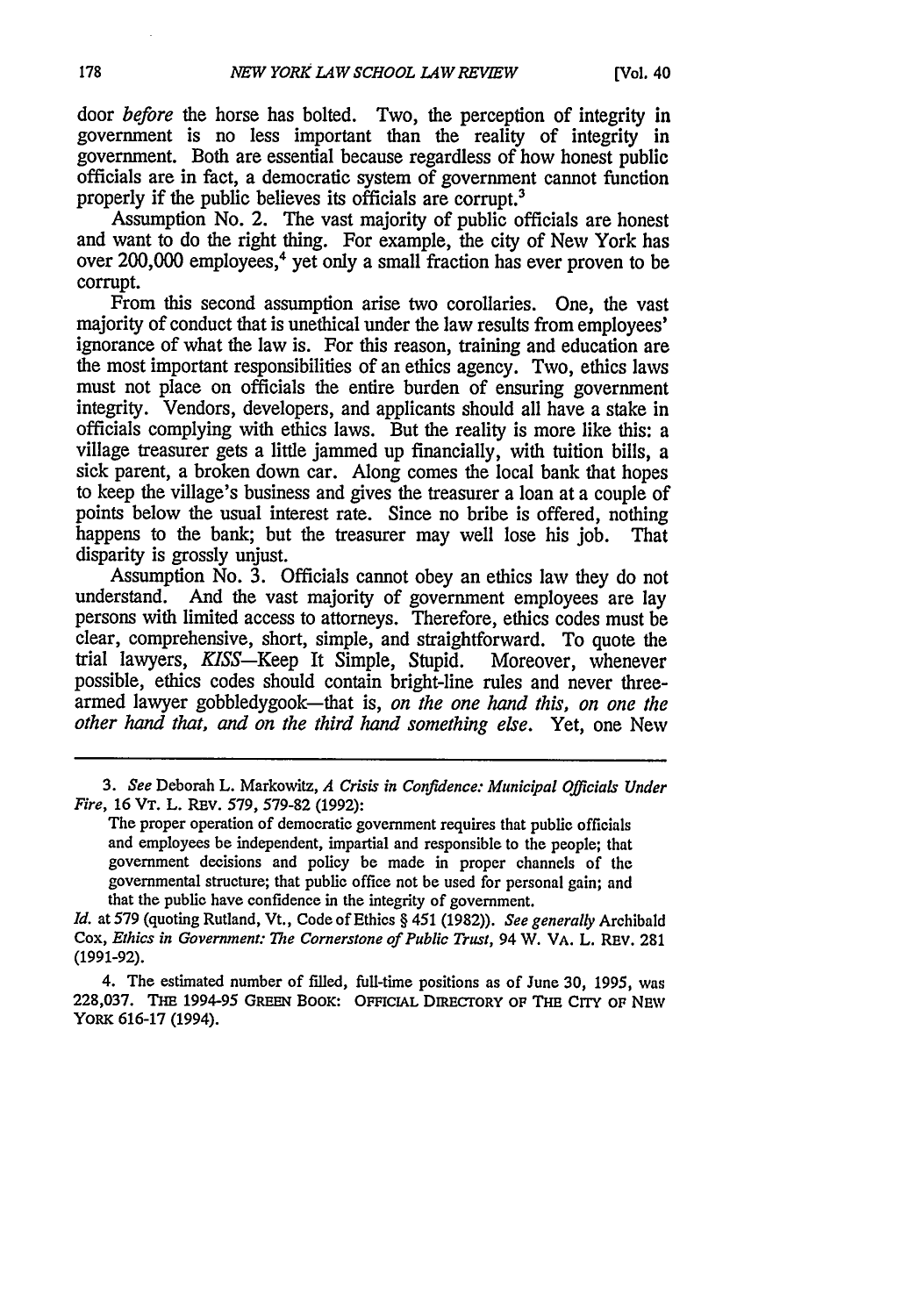door *before* the horse has bolted. Two, the perception of integrity in government is no less important than the reality of integrity in government. Both are essential because regardless of how honest public officials are in fact, a democratic system of government cannot function properly if the public believes its officials are corrupt.[3]

Assumption No. 2. The vast majority of public officials are honest and want to do the right thing. For example, the city of New York has over 200,000 employees,[4] yet only a small fraction has ever proven to be corrupt.

From this second assumption arise two corollaries. One, the vast majority of conduct that is unethical under the law results from employees' ignorance of what the law is. For this reason, training and education are the most important responsibilities of an ethics agency. Two, ethics laws must not place on officials the entire burden of ensuring government integrity. Vendors, developers, and applicants should all have a stake in officials complying with ethics laws. But the reality is more like this: a village treasurer gets a little jammed up financially, with tuition bills, a sick parent, a broken down car. Along comes the local bank that hopes to keep the village's business and gives the treasurer a loan at a couple of points below the usual interest rate. Since no bribe is offered, nothing happens to the bank; but the treasurer may well lose his job. That disparity is grossly unjust.

Assumption No. 3. Officials cannot obey an ethics law they do not understand. And the vast majority of government employees are lay persons with limited access to attorneys. Therefore, ethics codes must be clear, comprehensive, short, simple, and straightforward. To quote the trial lawyers, *KISS*—Keep It Simple, Stupid. Moreover, whenever possible, ethics codes should contain bright-line rules and never three-armed lawyer gobbledygook—that is, *on the one hand this, on one the other hand that, and on the third hand something else*. Yet, one New

---

3. *See* Deborah L. Markowitz, *A Crisis in Confidence: Municipal Officials Under Fire*, 16 VT. L. REV. 579, 579-82 (1992):

> The proper operation of democratic government requires that public officials and employees be independent, impartial and responsible to the people; that government decisions and policy be made in proper channels of the governmental structure; that public office not be used for personal gain; and that the public have confidence in the integrity of government.

*Id.* at 579 (quoting Rutland, Vt., Code of Ethics § 451 (1982)). *See generally* Archibald Cox, *Ethics in Government: The Cornerstone of Public Trust*, 94 W. VA. L. REV. 281 (1991-92).

4. The estimated number of filled, full-time positions as of June 30, 1995, was 228,037. THE 1994-95 GREEN BOOK: OFFICIAL DIRECTORY OF THE CITY OF NEW YORK 616-17 (1994).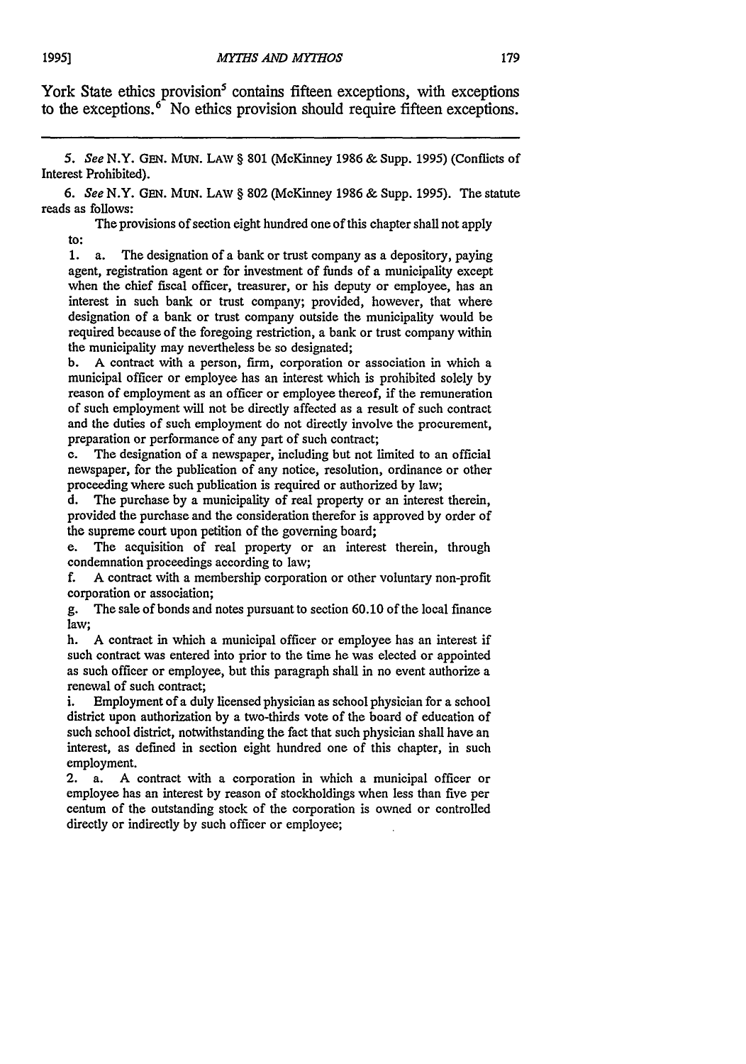York State ethics provision[5] contains fifteen exceptions, with exceptions to the exceptions.[6] No ethics provision should require fifteen exceptions.

---

5. *See* N.Y. GEN. MUN. LAW § 801 (McKinney 1986 & Supp. 1995) (Conflicts of Interest Prohibited).

6. *See* N.Y. GEN. MUN. LAW § 802 (McKinney 1986 & Supp. 1995). The statute reads as follows:

> The provisions of section eight hundred one of this chapter shall not apply to:
>
> 1. a. The designation of a bank or trust company as a depository, paying agent, registration agent or for investment of funds of a municipality except when the chief fiscal officer, treasurer, or his deputy or employee, has an interest in such bank or trust company; provided, however, that where designation of a bank or trust company outside the municipality would be required because of the foregoing restriction, a bank or trust company within the municipality may nevertheless be so designated;
>
> b. A contract with a person, firm, corporation or association in which a municipal officer or employee has an interest which is prohibited solely by reason of employment as an officer or employee thereof, if the remuneration of such employment will not be directly affected as a result of such contract and the duties of such employment do not directly involve the procurement, preparation or performance of any part of such contract;
>
> c. The designation of a newspaper, including but not limited to an official newspaper, for the publication of any notice, resolution, ordinance or other proceeding where such publication is required or authorized by law;
>
> d. The purchase by a municipality of real property or an interest therein, provided the purchase and the consideration therefor is approved by order of the supreme court upon petition of the governing board;
>
> e. The acquisition of real property or an interest therein, through condemnation proceedings according to law;
>
> f. A contract with a membership corporation or other voluntary non-profit corporation or association;
>
> g. The sale of bonds and notes pursuant to section 60.10 of the local finance law;
>
> h. A contract in which a municipal officer or employee has an interest if such contract was entered into prior to the time he was elected or appointed as such officer or employee, but this paragraph shall in no event authorize a renewal of such contract;
>
> i. Employment of a duly licensed physician as school physician for a school district upon authorization by a two-thirds vote of the board of education of such school district, notwithstanding the fact that such physician shall have an interest, as defined in section eight hundred one of this chapter, in such employment.
>
> 2. a. A contract with a corporation in which a municipal officer or employee has an interest by reason of stockholdings when less than five per centum of the outstanding stock of the corporation is owned or controlled directly or indirectly by such officer or employee;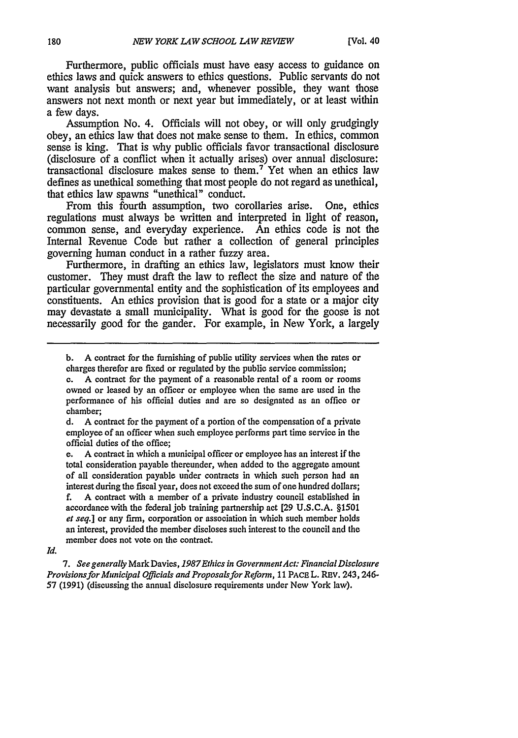Furthermore, public officials must have easy access to guidance on ethics laws and quick answers to ethics questions. Public servants do not want analysis but answers; and, whenever possible, they want those answers not next month or next year but immediately, or at least within a few days.

Assumption No. 4. Officials will not obey, or will only grudgingly obey, an ethics law that does not make sense to them. In ethics, common sense is king. That is why public officials favor transactional disclosure (disclosure of a conflict when it actually arises) over annual disclosure: transactional disclosure makes sense to them.[7] Yet when an ethics law defines as unethical something that most people do not regard as unethical, that ethics law spawns "unethical" conduct.

From this fourth assumption, two corollaries arise. One, ethics regulations must always be written and interpreted in light of reason, common sense, and everyday experience. An ethics code is not the Internal Revenue Code but rather a collection of general principles governing human conduct in a rather fuzzy area.

Furthermore, in drafting an ethics law, legislators must know their customer. They must draft the law to reflect the size and nature of the particular governmental entity and the sophistication of its employees and constituents. An ethics provision that is good for a state or a major city may devastate a small municipality. What is good for the goose is not necessarily good for the gander. For example, in New York, a largely

---

> b. A contract for the furnishing of public utility services when the rates or charges therefor are fixed or regulated by the public service commission;
>
> c. A contract for the payment of a reasonable rental of a room or rooms owned or leased by an officer or employee when the same are used in the performance of his official duties and are so designated as an office or chamber;
>
> d. A contract for the payment of a portion of the compensation of a private employee of an officer when such employee performs part time service in the official duties of the office;
>
> e. A contract in which a municipal officer or employee has an interest if the total consideration payable thereunder, when added to the aggregate amount of all consideration payable under contracts in which such person had an interest during the fiscal year, does not exceed the sum of one hundred dollars;
>
> f. A contract with a member of a private industry council established in accordance with the federal job training partnership act [29 U.S.C.A. §1501 *et seq.*] or any firm, corporation or association in which such member holds an interest, provided the member discloses such interest to the council and the member does not vote on the contract.

*Id.*

7. *See generally* Mark Davies, *1987 Ethics in Government Act: Financial Disclosure Provisions for Municipal Officials and Proposals for Reform*, 11 PACE L. REV. 243, 246-57 (1991) (discussing the annual disclosure requirements under New York law).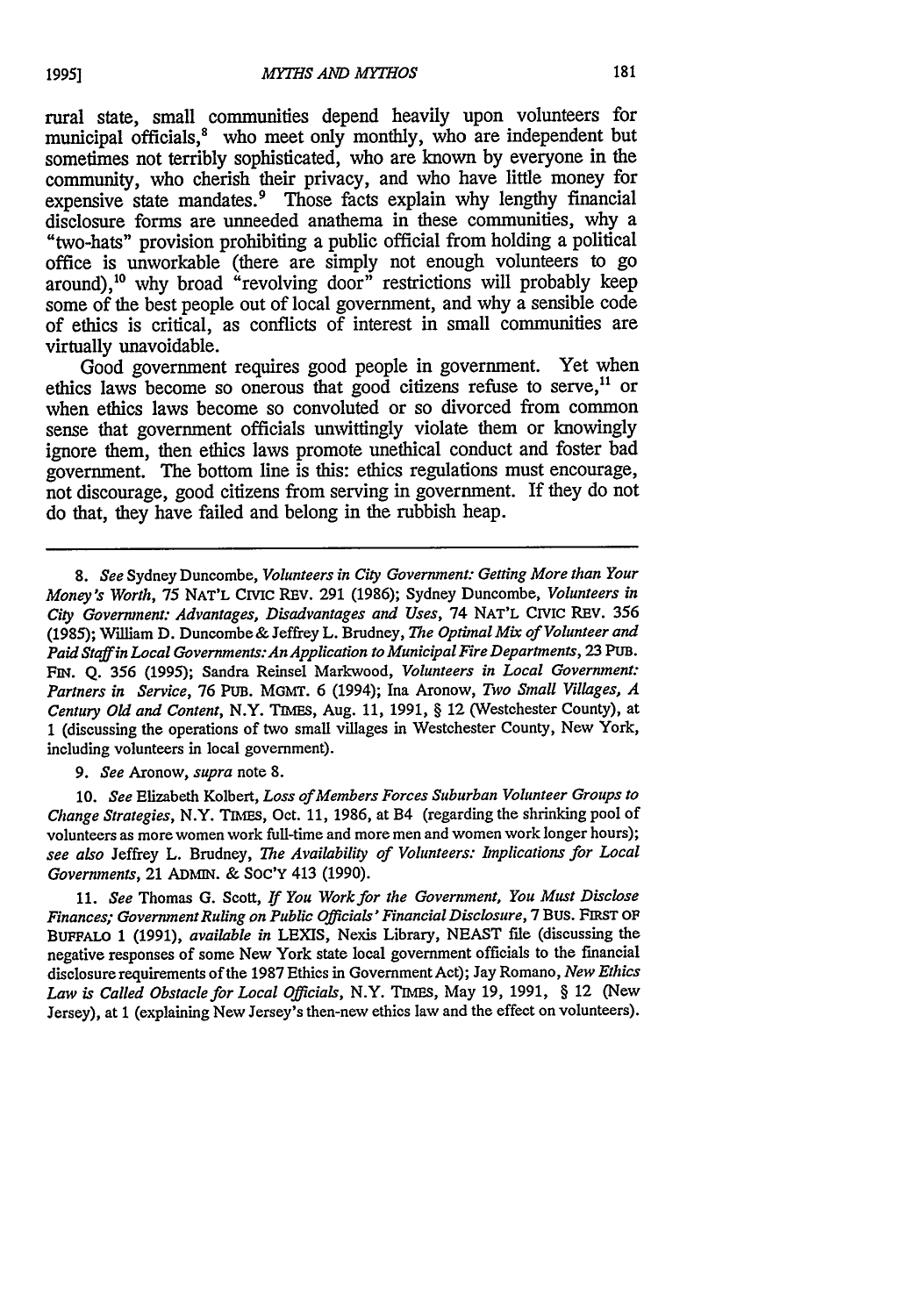rural state, small communities depend heavily upon volunteers for municipal officials,[8] who meet only monthly, who are independent but sometimes not terribly sophisticated, who are known by everyone in the community, who cherish their privacy, and who have little money for expensive state mandates.[9] Those facts explain why lengthy financial disclosure forms are unneeded anathema in these communities, why a "two-hats" provision prohibiting a public official from holding a political office is unworkable (there are simply not enough volunteers to go around),[10] why broad "revolving door" restrictions will probably keep some of the best people out of local government, and why a sensible code of ethics is critical, as conflicts of interest in small communities are virtually unavoidable.

Good government requires good people in government. Yet when ethics laws become so onerous that good citizens refuse to serve,[11] or when ethics laws become so convoluted or so divorced from common sense that government officials unwittingly violate them or knowingly ignore them, then ethics laws promote unethical conduct and foster bad government. The bottom line is this: ethics regulations must encourage, not discourage, good citizens from serving in government. If they do not do that, they have failed and belong in the rubbish heap.

---

8. *See* Sydney Duncombe, *Volunteers in City Government: Getting More than Your Money's Worth*, 75 NAT'L CIVIC REV. 291 (1986); Sydney Duncombe, *Volunteers in City Government: Advantages, Disadvantages and Uses*, 74 NAT'L CIVIC REV. 356 (1985); William D. Duncombe & Jeffrey L. Brudney, *The Optimal Mix of Volunteer and Paid Staff in Local Governments: An Application to Municipal Fire Departments*, 23 PUB. FIN. Q. 356 (1995); Sandra Reinsel Markwood, *Volunteers in Local Government: Partners in Service*, 76 PUB. MGMT. 6 (1994); Ina Aronow, *Two Small Villages, A Century Old and Content*, N.Y. TIMES, Aug. 11, 1991, § 12 (Westchester County), at 1 (discussing the operations of two small villages in Westchester County, New York, including volunteers in local government).

9. *See* Aronow, *supra* note 8.

10. *See* Elizabeth Kolbert, *Loss of Members Forces Suburban Volunteer Groups to Change Strategies*, N.Y. TIMES, Oct. 11, 1986, at B4 (regarding the shrinking pool of volunteers as more women work full-time and more men and women work longer hours); *see also* Jeffrey L. Brudney, *The Availability of Volunteers: Implications for Local Governments*, 21 ADMIN. & SOC'Y 413 (1990).

11. *See* Thomas G. Scott, *If You Work for the Government, You Must Disclose Finances; Government Ruling on Public Officials' Financial Disclosure*, 7 BUS. FIRST OF BUFFALO 1 (1991), *available in* LEXIS, Nexis Library, NEAST file (discussing the negative responses of some New York state local government officials to the financial disclosure requirements of the 1987 Ethics in Government Act); Jay Romano, *New Ethics Law is Called Obstacle for Local Officials*, N.Y. TIMES, May 19, 1991, § 12 (New Jersey), at 1 (explaining New Jersey's then-new ethics law and the effect on volunteers).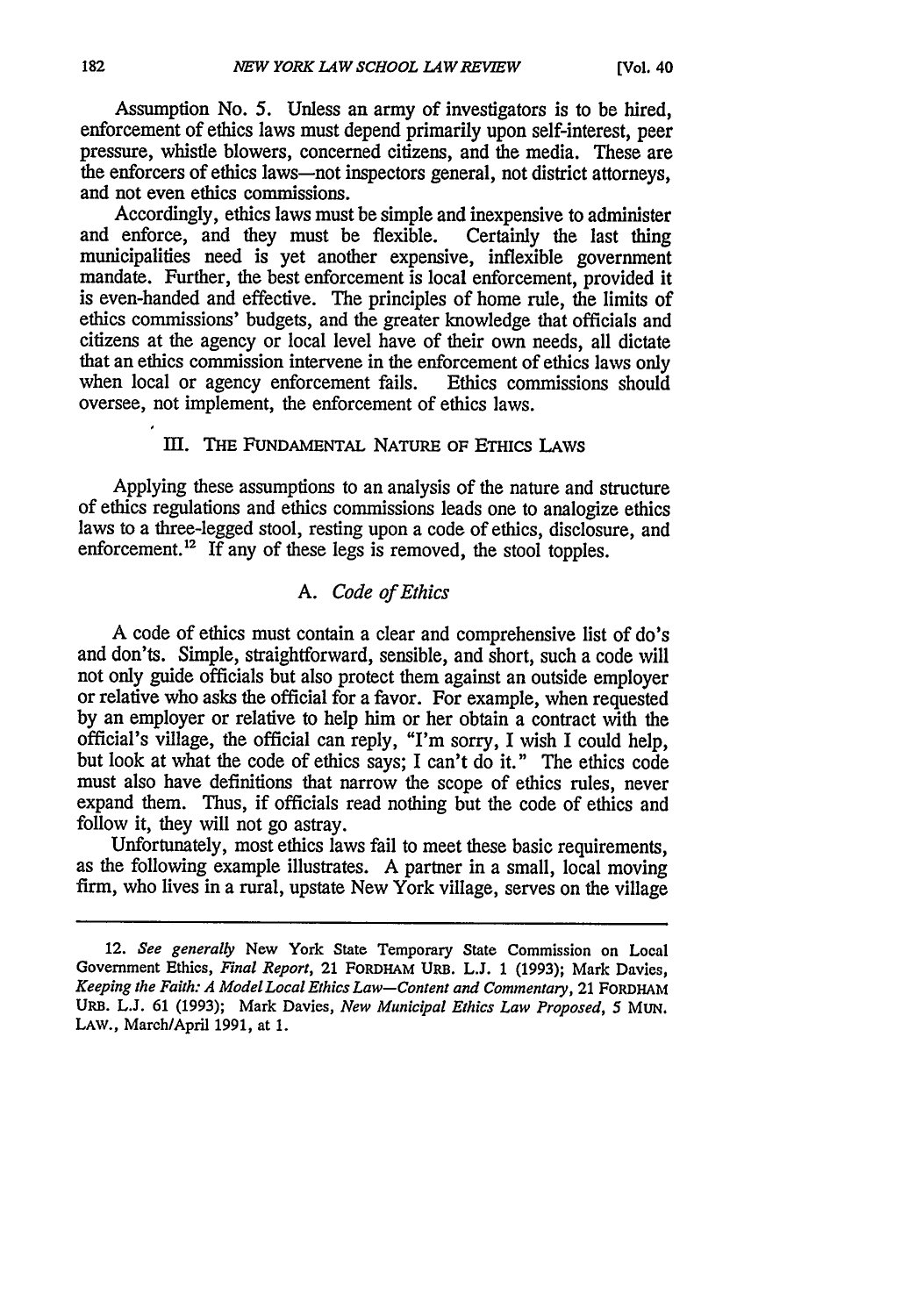Assumption No. 5. Unless an army of investigators is to be hired, enforcement of ethics laws must depend primarily upon self-interest, peer pressure, whistle blowers, concerned citizens, and the media. These are the enforcers of ethics laws—not inspectors general, not district attorneys, and not even ethics commissions.

Accordingly, ethics laws must be simple and inexpensive to administer and enforce, and they must be flexible. Certainly the last thing municipalities need is yet another expensive, inflexible government mandate. Further, the best enforcement is local enforcement, provided it is even-handed and effective. The principles of home rule, the limits of ethics commissions' budgets, and the greater knowledge that officials and citizens at the agency or local level have of their own needs, all dictate that an ethics commission intervene in the enforcement of ethics laws only when local or agency enforcement fails. Ethics commissions should oversee, not implement, the enforcement of ethics laws.

## III. THE FUNDAMENTAL NATURE OF ETHICS LAWS

Applying these assumptions to an analysis of the nature and structure of ethics regulations and ethics commissions leads one to analogize ethics laws to a three-legged stool, resting upon a code of ethics, disclosure, and enforcement.[12] If any of these legs is removed, the stool topples.

### A. *Code of Ethics*

A code of ethics must contain a clear and comprehensive list of do's and don'ts. Simple, straightforward, sensible, and short, such a code will not only guide officials but also protect them against an outside employer or relative who asks the official for a favor. For example, when requested by an employer or relative to help him or her obtain a contract with the official's village, the official can reply, "I'm sorry, I wish I could help, but look at what the code of ethics says; I can't do it." The ethics code must also have definitions that narrow the scope of ethics rules, never expand them. Thus, if officials read nothing but the code of ethics and follow it, they will not go astray.

Unfortunately, most ethics laws fail to meet these basic requirements, as the following example illustrates. A partner in a small, local moving firm, who lives in a rural, upstate New York village, serves on the village

---

12. *See generally* New York State Temporary State Commission on Local Government Ethics, *Final Report*, 21 FORDHAM URB. L.J. 1 (1993); Mark Davies, *Keeping the Faith: A Model Local Ethics Law—Content and Commentary*, 21 FORDHAM URB. L.J. 61 (1993); Mark Davies, *New Municipal Ethics Law Proposed*, 5 MUN. LAW., March/April 1991, at 1.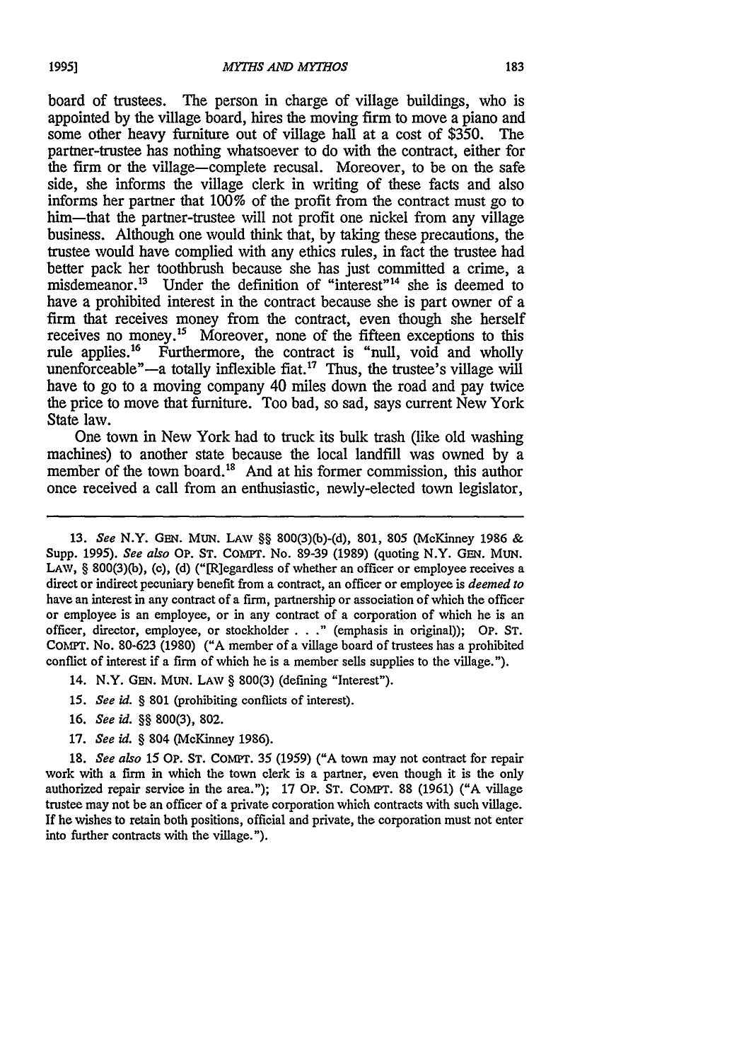board of trustees. The person in charge of village buildings, who is appointed by the village board, hires the moving firm to move a piano and some other heavy furniture out of village hall at a cost of $350. The partner-trustee has nothing whatsoever to do with the contract, either for the firm or the village—complete recusal. Moreover, to be on the safe side, she informs the village clerk in writing of these facts and also informs her partner that 100% of the profit from the contract must go to him—that the partner-trustee will not profit one nickel from any village business. Although one would think that, by taking these precautions, the trustee would have complied with any ethics rules, in fact the trustee had better pack her toothbrush because she has just committed a crime, a misdemeanor.[13] Under the definition of "interest"[14] she is deemed to have a prohibited interest in the contract because she is part owner of a firm that receives money from the contract, even though she herself receives no money.[15] Moreover, none of the fifteen exceptions to this rule applies.[16] Furthermore, the contract is "null, void and wholly unenforceable"—a totally inflexible fiat.[17] Thus, the trustee's village will have to go to a moving company 40 miles down the road and pay twice the price to move that furniture. Too bad, so sad, says current New York State law.

One town in New York had to truck its bulk trash (like old washing machines) to another state because the local landfill was owned by a member of the town board.[18] And at his former commission, this author once received a call from an enthusiastic, newly-elected town legislator,

---

13. *See* N.Y. GEN. MUN. LAW §§ 800(3)(b)-(d), 801, 805 (McKinney 1986 & Supp. 1995). *See also* OP. ST. COMPT. No. 89-39 (1989) (quoting N.Y. GEN. MUN. LAW, § 800(3)(b), (c), (d) ("[R]egardless of whether an officer or employee receives a direct or indirect pecuniary benefit from a contract, an officer or employee is *deemed to* have an interest in any contract of a firm, partnership or association of which the officer or employee is an employee, or in any contract of a corporation of which he is an officer, director, employee, or stockholder . . ." (emphasis in original)); OP. ST. COMPT. No. 80-623 (1980) ("A member of a village board of trustees has a prohibited conflict of interest if a firm of which he is a member sells supplies to the village.").

14. N.Y. GEN. MUN. LAW § 800(3) (defining "Interest").

15. *See id.* § 801 (prohibiting conflicts of interest).

16. *See id.* §§ 800(3), 802.

17. *See id.* § 804 (McKinney 1986).

18. *See also* 15 OP. ST. COMPT. 35 (1959) ("A town may not contract for repair work with a firm in which the town clerk is a partner, even though it is the only authorized repair service in the area."); 17 OP. ST. COMPT. 88 (1961) ("A village trustee may not be an officer of a private corporation which contracts with such village. If he wishes to retain both positions, official and private, the corporation must not enter into further contracts with the village.").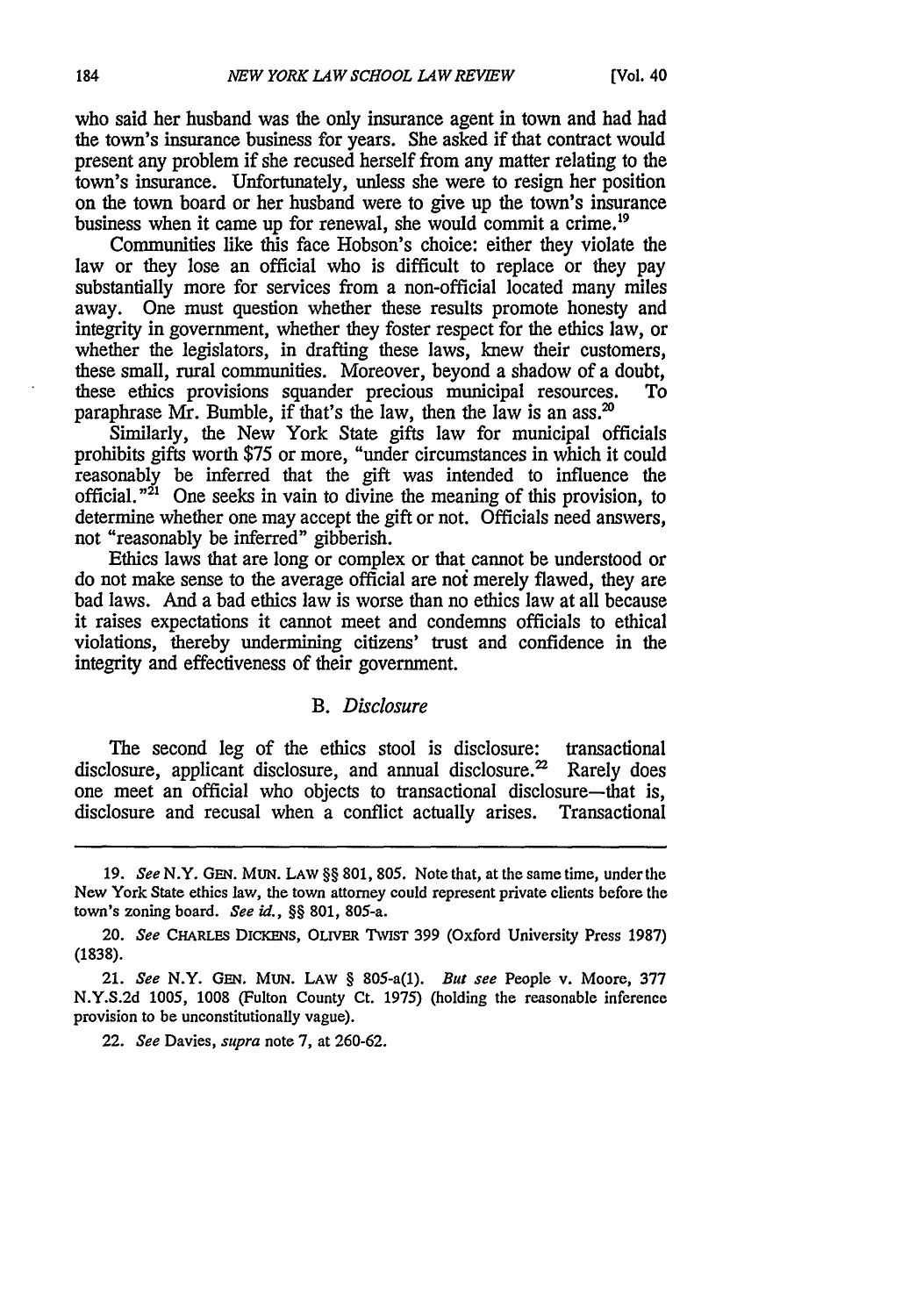who said her husband was the only insurance agent in town and had had the town's insurance business for years. She asked if that contract would present any problem if she recused herself from any matter relating to the town's insurance. Unfortunately, unless she were to resign her position on the town board or her husband were to give up the town's insurance business when it came up for renewal, she would commit a crime.[19]

Communities like this face Hobson's choice: either they violate the law or they lose an official who is difficult to replace or they pay substantially more for services from a non-official located many miles away. One must question whether these results promote honesty and integrity in government, whether they foster respect for the ethics law, or whether the legislators, in drafting these laws, knew their customers, these small, rural communities. Moreover, beyond a shadow of a doubt, these ethics provisions squander precious municipal resources. To paraphrase Mr. Bumble, if that's the law, then the law is an ass.[20]

Similarly, the New York State gifts law for municipal officials prohibits gifts worth $75 or more, "under circumstances in which it could reasonably be inferred that the gift was intended to influence the official."[21] One seeks in vain to divine the meaning of this provision, to determine whether one may accept the gift or not. Officials need answers, not "reasonably be inferred" gibberish.

Ethics laws that are long or complex or that cannot be understood or do not make sense to the average official are not merely flawed, they are bad laws. And a bad ethics law is worse than no ethics law at all because it raises expectations it cannot meet and condemns officials to ethical violations, thereby undermining citizens' trust and confidence in the integrity and effectiveness of their government.

### B. *Disclosure*

The second leg of the ethics stool is disclosure: transactional disclosure, applicant disclosure, and annual disclosure.[22] Rarely does one meet an official who objects to transactional disclosure—that is, disclosure and recusal when a conflict actually arises. Transactional

---

19. *See* N.Y. GEN. MUN. LAW §§ 801, 805. Note that, at the same time, under the New York State ethics law, the town attorney could represent private clients before the town's zoning board. *See id.*, §§ 801, 805-a.

20. *See* CHARLES DICKENS, OLIVER TWIST 399 (Oxford University Press 1987) (1838).

21. *See* N.Y. GEN. MUN. LAW § 805-a(1). *But see* People v. Moore, 377 N.Y.S.2d 1005, 1008 (Fulton County Ct. 1975) (holding the reasonable inference provision to be unconstitutionally vague).

22. *See* Davies, *supra* note 7, at 260-62.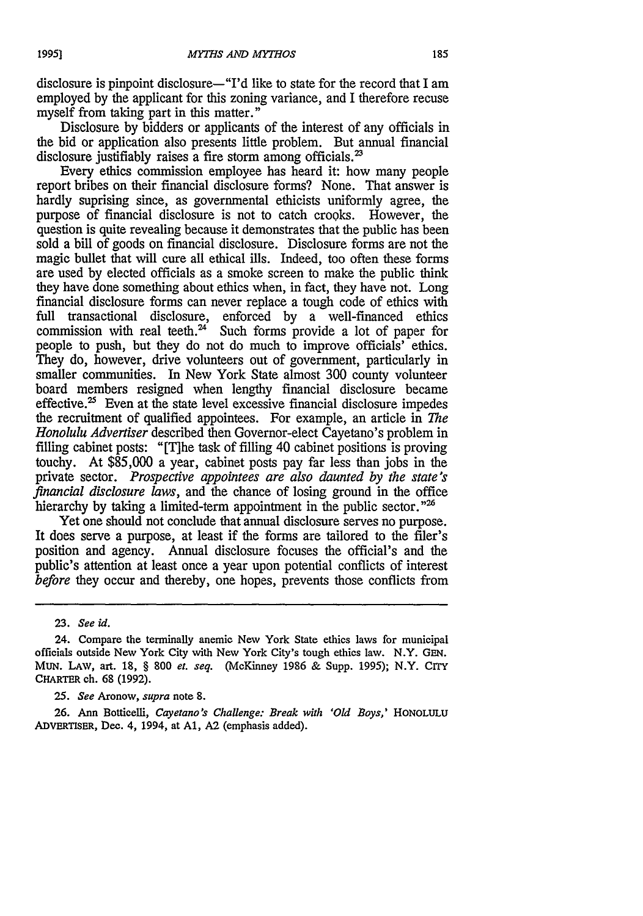disclosure is pinpoint disclosure—"I'd like to state for the record that I am employed by the applicant for this zoning variance, and I therefore recuse myself from taking part in this matter."

Disclosure by bidders or applicants of the interest of any officials in the bid or application also presents little problem. But annual financial disclosure justifiably raises a fire storm among officials.[23]

Every ethics commission employee has heard it: how many people report bribes on their financial disclosure forms? None. That answer is hardly suprising since, as governmental ethicists uniformly agree, the purpose of financial disclosure is not to catch crooks. However, the question is quite revealing because it demonstrates that the public has been sold a bill of goods on financial disclosure. Disclosure forms are not the magic bullet that will cure all ethical ills. Indeed, too often these forms are used by elected officials as a smoke screen to make the public think they have done something about ethics when, in fact, they have not. Long financial disclosure forms can never replace a tough code of ethics with full transactional disclosure, enforced by a well-financed ethics commission with real teeth.[24] Such forms provide a lot of paper for people to push, but they do not do much to improve officials' ethics. They do, however, drive volunteers out of government, particularly in smaller communities. In New York State almost 300 county volunteer board members resigned when lengthy financial disclosure became effective.[25] Even at the state level excessive financial disclosure impedes the recruitment of qualified appointees. For example, an article in *The Honolulu Advertiser* described then Governor-elect Cayetano's problem in filling cabinet posts: "[T]he task of filling 40 cabinet positions is proving touchy. At $85,000 a year, cabinet posts pay far less than jobs in the private sector. *Prospective appointees are also daunted by the state's financial disclosure laws*, and the chance of losing ground in the office hierarchy by taking a limited-term appointment in the public sector."[26]

Yet one should not conclude that annual disclosure serves no purpose. It does serve a purpose, at least if the forms are tailored to the filer's position and agency. Annual disclosure focuses the official's and the public's attention at least once a year upon potential conflicts of interest *before* they occur and thereby, one hopes, prevents those conflicts from

---

23. *See id.*

24. Compare the terminally anemic New York State ethics laws for municipal officials outside New York City with New York City's tough ethics law. N.Y. GEN. MUN. LAW, art. 18, § 800 *et. seq.* (McKinney 1986 & Supp. 1995); N.Y. CITY CHARTER ch. 68 (1992).

25. *See* Aronow, *supra* note 8.

26. Ann Botticelli, *Cayetano's Challenge: Break with 'Old Boys,'* HONOLULU ADVERTISER, Dec. 4, 1994, at A1, A2 (emphasis added).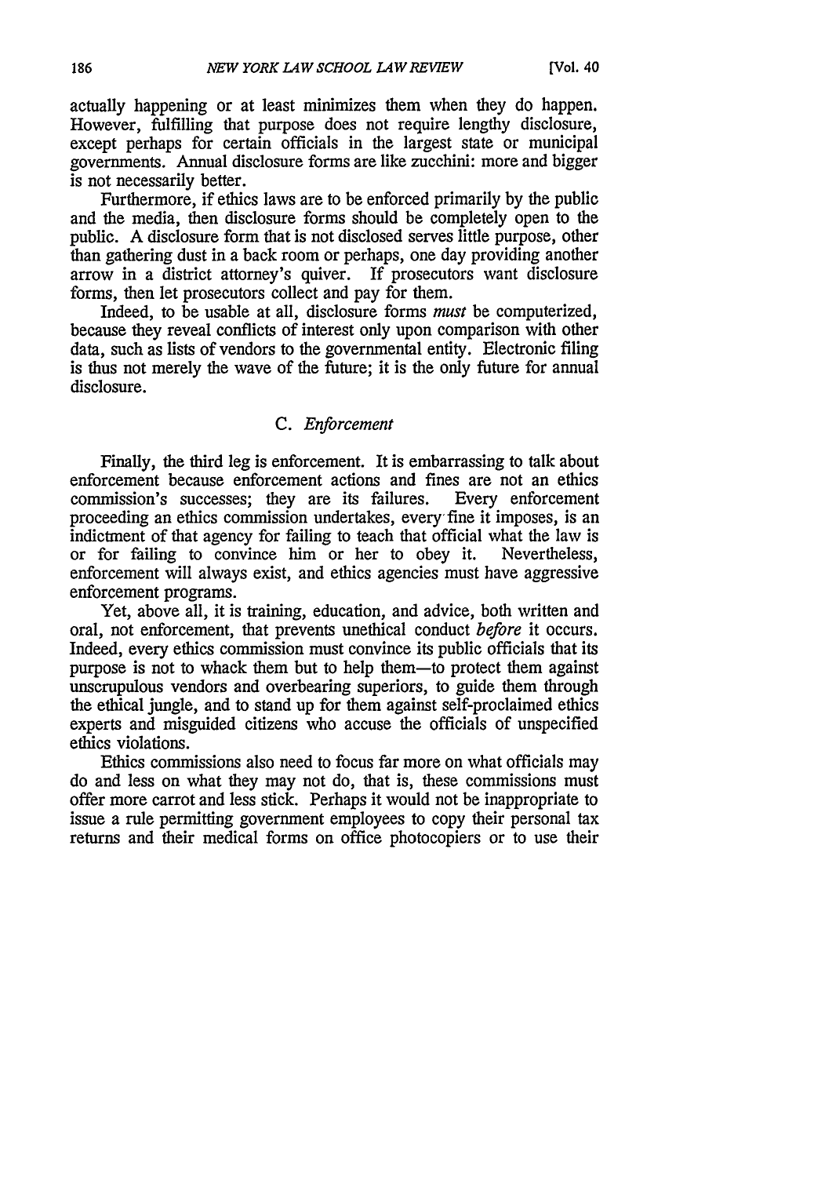actually happening or at least minimizes them when they do happen. However, fulfilling that purpose does not require lengthy disclosure, except perhaps for certain officials in the largest state or municipal governments. Annual disclosure forms are like zucchini: more and bigger is not necessarily better.

Furthermore, if ethics laws are to be enforced primarily by the public and the media, then disclosure forms should be completely open to the public. A disclosure form that is not disclosed serves little purpose, other than gathering dust in a back room or perhaps, one day providing another arrow in a district attorney's quiver. If prosecutors want disclosure forms, then let prosecutors collect and pay for them.

Indeed, to be usable at all, disclosure forms *must* be computerized, because they reveal conflicts of interest only upon comparison with other data, such as lists of vendors to the governmental entity. Electronic filing is thus not merely the wave of the future; it is the only future for annual disclosure.

### C. *Enforcement*

Finally, the third leg is enforcement. It is embarrassing to talk about enforcement because enforcement actions and fines are not an ethics commission's successes; they are its failures. Every enforcement proceeding an ethics commission undertakes, every fine it imposes, is an indictment of that agency for failing to teach that official what the law is or for failing to convince him or her to obey it. Nevertheless, enforcement will always exist, and ethics agencies must have aggressive enforcement programs.

Yet, above all, it is training, education, and advice, both written and oral, not enforcement, that prevents unethical conduct *before* it occurs. Indeed, every ethics commission must convince its public officials that its purpose is not to whack them but to help them—to protect them against unscrupulous vendors and overbearing superiors, to guide them through the ethical jungle, and to stand up for them against self-proclaimed ethics experts and misguided citizens who accuse the officials of unspecified ethics violations.

Ethics commissions also need to focus far more on what officials may do and less on what they may not do, that is, these commissions must offer more carrot and less stick. Perhaps it would not be inappropriate to issue a rule permitting government employees to copy their personal tax returns and their medical forms on office photocopiers or to use their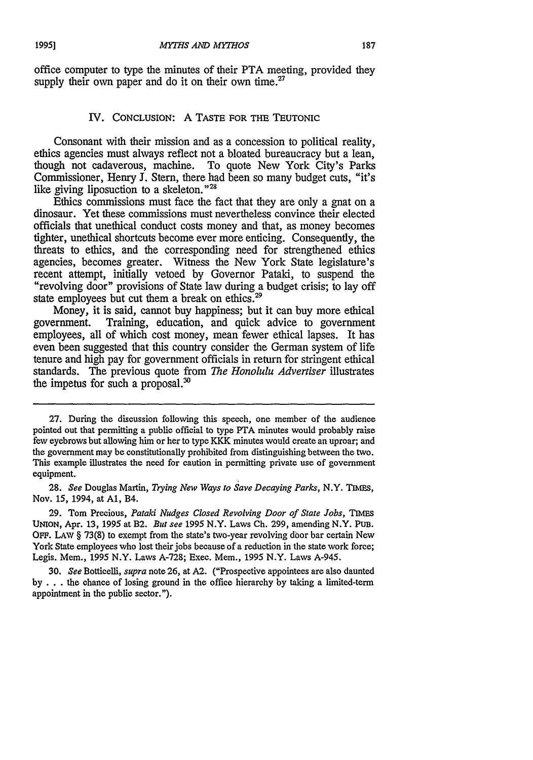office computer to type the minutes of their PTA meeting, provided they supply their own paper and do it on their own time.[27]

## IV. CONCLUSION: A TASTE FOR THE TEUTONIC

Consonant with their mission and as a concession to political reality, ethics agencies must always reflect not a bloated bureaucracy but a lean, though not cadaverous, machine. To quote New York City's Parks Commissioner, Henry J. Stern, there had been so many budget cuts, "it's like giving liposuction to a skeleton."[28]

Ethics commissions must face the fact that they are only a gnat on a dinosaur. Yet these commissions must nevertheless convince their elected officials that unethical conduct costs money and that, as money becomes tighter, unethical shortcuts become ever more enticing. Consequently, the threats to ethics, and the corresponding need for strengthened ethics agencies, becomes greater. Witness the New York State legislature's recent attempt, initially vetoed by Governor Pataki, to suspend the "revolving door" provisions of State law during a budget crisis; to lay off state employees but cut them a break on ethics.[29]

Money, it is said, cannot buy happiness; but it can buy more ethical government. Training, education, and quick advice to government employees, all of which cost money, mean fewer ethical lapses. It has even been suggested that this country consider the German system of life tenure and high pay for government officials in return for stringent ethical standards. The previous quote from *The Honolulu Advertiser* illustrates the impetus for such a proposal.[30]

---

27. During the discussion following this speech, one member of the audience pointed out that permitting a public official to type PTA minutes would probably raise few eyebrows but allowing him or her to type KKK minutes would create an uproar; and the government may be constitutionally prohibited from distinguishing between the two. This example illustrates the need for caution in permitting private use of government equipment.

28. *See* Douglas Martin, *Trying New Ways to Save Decaying Parks*, N.Y. TIMES, Nov. 15, 1994, at A1, B4.

29. Tom Precious, *Pataki Nudges Closed Revolving Door of State Jobs*, TIMES UNION, Apr. 13, 1995 at B2. *But see* 1995 N.Y. Laws Ch. 299, amending N.Y. PUB. OFF. LAW § 73(8) to exempt from the state's two-year revolving door bar certain New York State employees who lost their jobs because of a reduction in the state work force; Legis. Mem., 1995 N.Y. Laws A-728; Exec. Mem., 1995 N.Y. Laws A-945.

30. *See* Botticelli, *supra* note 26, at A2. ("Prospective appointees are also daunted by . . . the chance of losing ground in the office hierarchy by taking a limited-term appointment in the public sector.").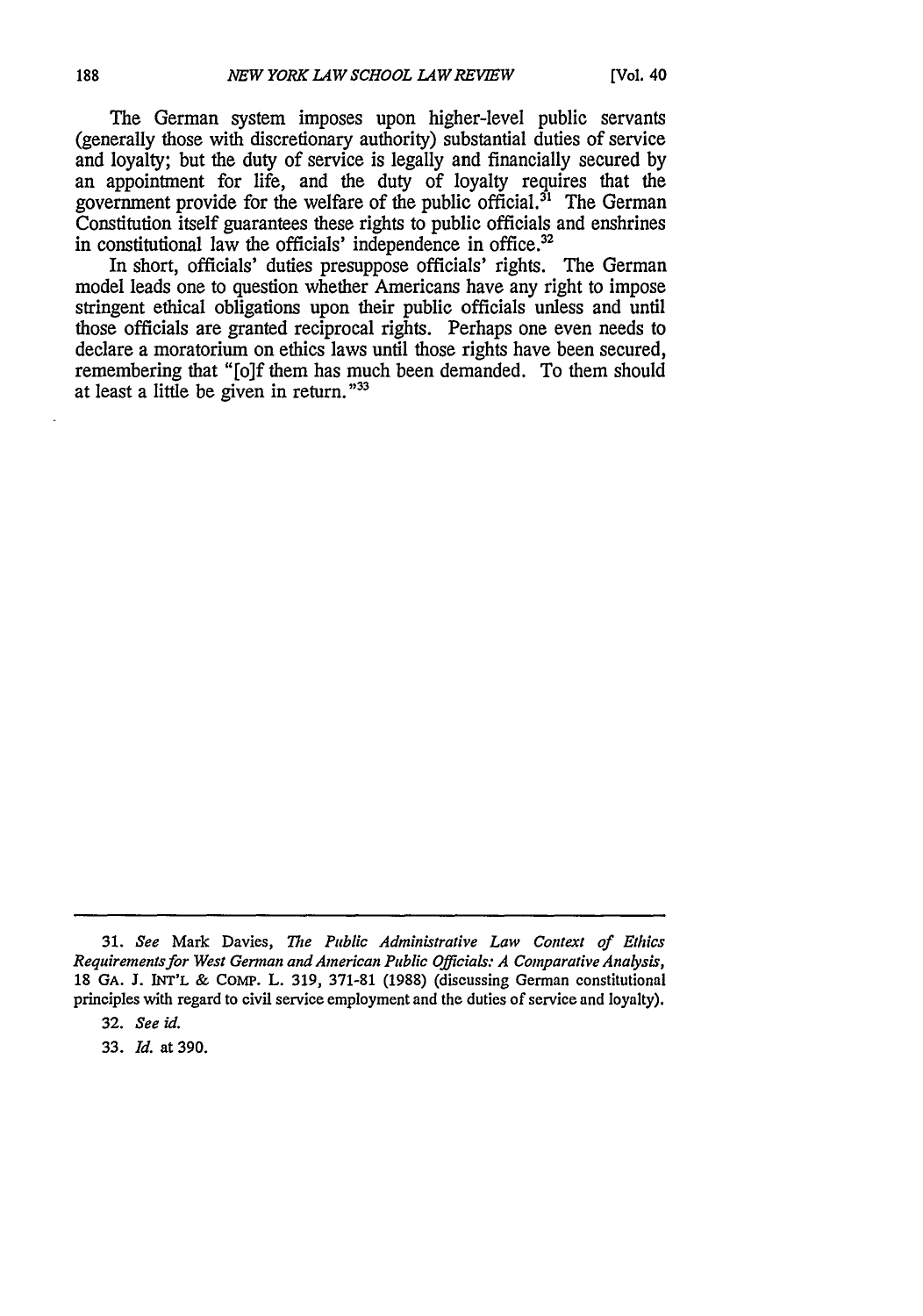The German system imposes upon higher-level public servants (generally those with discretionary authority) substantial duties of service and loyalty; but the duty of service is legally and financially secured by an appointment for life, and the duty of loyalty requires that the government provide for the welfare of the public official.[31] The German Constitution itself guarantees these rights to public officials and enshrines in constitutional law the officials' independence in office.[32]

In short, officials' duties presuppose officials' rights. The German model leads one to question whether Americans have any right to impose stringent ethical obligations upon their public officials unless and until those officials are granted reciprocal rights. Perhaps one even needs to declare a moratorium on ethics laws until those rights have been secured, remembering that "[o]f them has much been demanded. To them should at least a little be given in return."[33]

---

31. *See* Mark Davies, *The Public Administrative Law Context of Ethics Requirements for West German and American Public Officials: A Comparative Analysis*, 18 GA. J. INT'L & COMP. L. 319, 371-81 (1988) (discussing German constitutional principles with regard to civil service employment and the duties of service and loyalty).

32. *See id.*

33. *Id.* at 390.